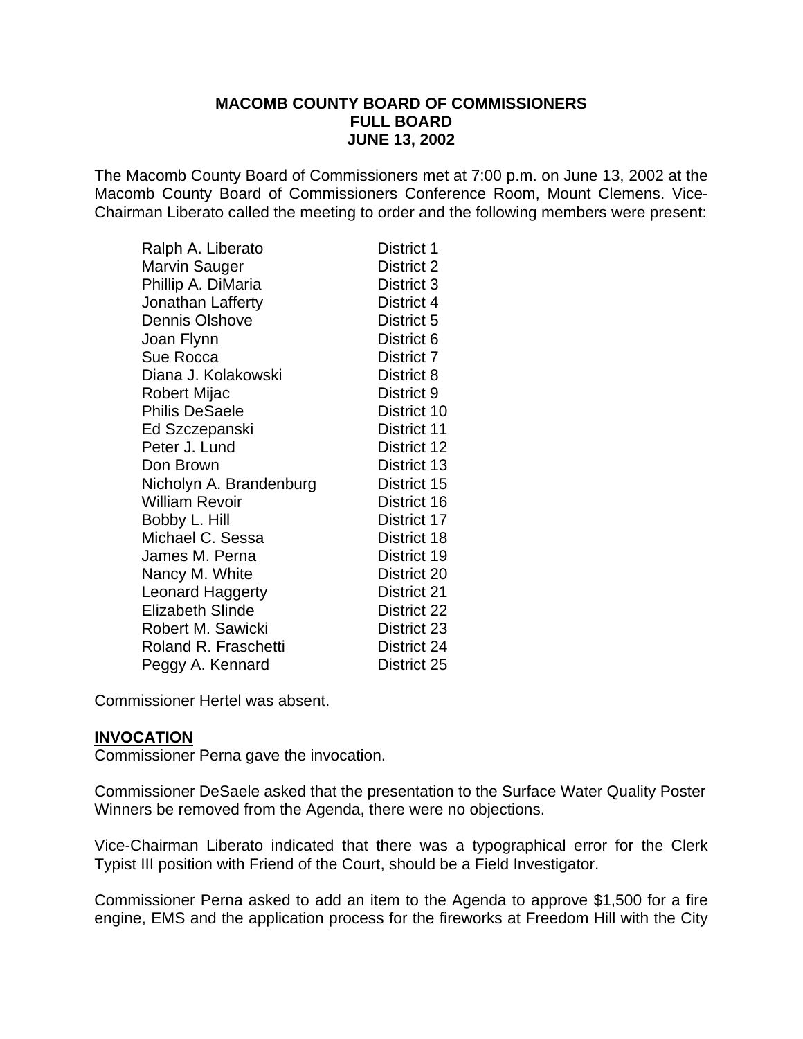**MACOMB COUNTY BOARD OF COMMISSIONERS**
**FULL BOARD**
**JUNE 13, 2002**

The Macomb County Board of Commissioners met at 7:00 p.m. on June 13, 2002 at the Macomb County Board of Commissioners Conference Room, Mount Clemens. Vice-Chairman Liberato called the meeting to order and the following members were present:

| | |
|---|---|
| Ralph A. Liberato | District 1 |
| Marvin Sauger | District 2 |
| Phillip A. DiMaria | District 3 |
| Jonathan Lafferty | District 4 |
| Dennis Olshove | District 5 |
| Joan Flynn | District 6 |
| Sue Rocca | District 7 |
| Diana J. Kolakowski | District 8 |
| Robert Mijac | District 9 |
| Philis DeSaele | District 10 |
| Ed Szczepanski | District 11 |
| Peter J. Lund | District 12 |
| Don Brown | District 13 |
| Nicholyn A. Brandenburg | District 15 |
| William Revoir | District 16 |
| Bobby L. Hill | District 17 |
| Michael C. Sessa | District 18 |
| James M. Perna | District 19 |
| Nancy M. White | District 20 |
| Leonard Haggerty | District 21 |
| Elizabeth Slinde | District 22 |
| Robert M. Sawicki | District 23 |
| Roland R. Fraschetti | District 24 |
| Peggy A. Kennard | District 25 |

Commissioner Hertel was absent.

**INVOCATION**

Commissioner Perna gave the invocation.

Commissioner DeSaele asked that the presentation to the Surface Water Quality Poster Winners be removed from the Agenda, there were no objections.

Vice-Chairman Liberato indicated that there was a typographical error for the Clerk Typist III position with Friend of the Court, should be a Field Investigator.

Commissioner Perna asked to add an item to the Agenda to approve $1,500 for a fire engine, EMS and the application process for the fireworks at Freedom Hill with the City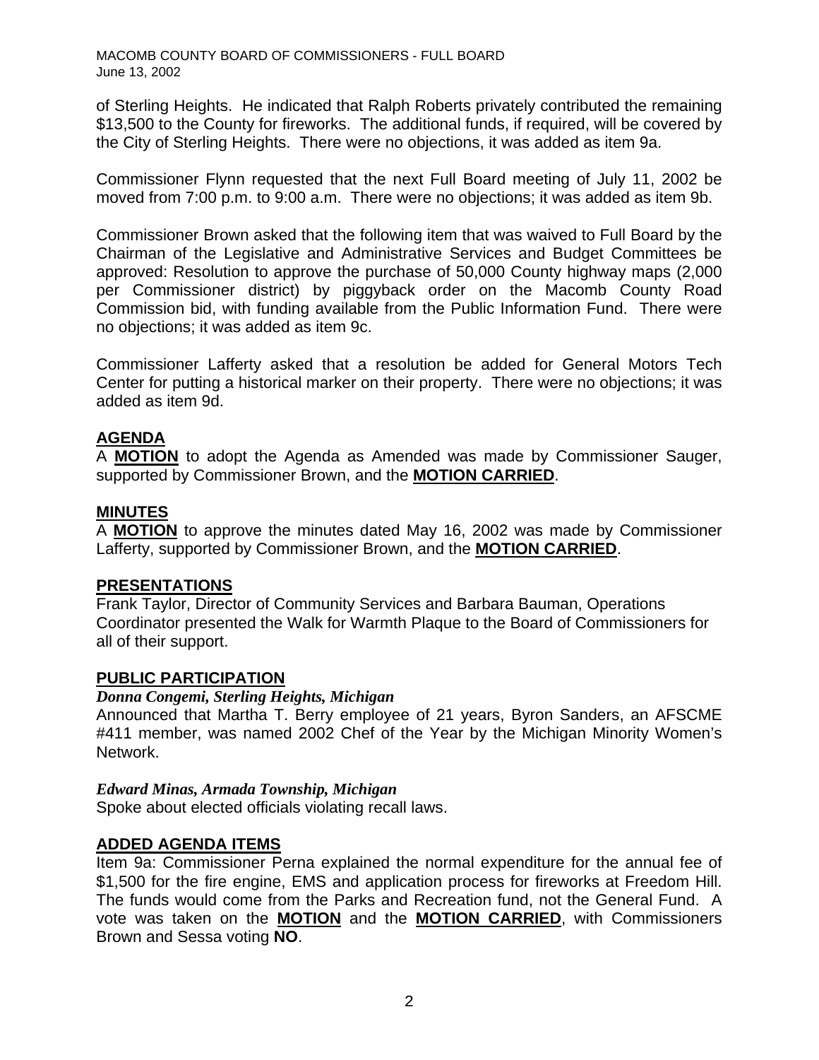of Sterling Heights. He indicated that Ralph Roberts privately contributed the remaining $13,500 to the County for fireworks. The additional funds, if required, will be covered by the City of Sterling Heights. There were no objections, it was added as item 9a.

Commissioner Flynn requested that the next Full Board meeting of July 11, 2002 be moved from 7:00 p.m. to 9:00 a.m. There were no objections; it was added as item 9b.

Commissioner Brown asked that the following item that was waived to Full Board by the Chairman of the Legislative and Administrative Services and Budget Committees be approved: Resolution to approve the purchase of 50,000 County highway maps (2,000 per Commissioner district) by piggyback order on the Macomb County Road Commission bid, with funding available from the Public Information Fund. There were no objections; it was added as item 9c.

Commissioner Lafferty asked that a resolution be added for General Motors Tech Center for putting a historical marker on their property. There were no objections; it was added as item 9d.

## AGENDA

A **MOTION** to adopt the Agenda as Amended was made by Commissioner Sauger, supported by Commissioner Brown, and the **MOTION CARRIED**.

## MINUTES

A **MOTION** to approve the minutes dated May 16, 2002 was made by Commissioner Lafferty, supported by Commissioner Brown, and the **MOTION CARRIED**.

## PRESENTATIONS

Frank Taylor, Director of Community Services and Barbara Bauman, Operations Coordinator presented the Walk for Warmth Plaque to the Board of Commissioners for all of their support.

## PUBLIC PARTICIPATION

***Donna Congemi, Sterling Heights, Michigan***

Announced that Martha T. Berry employee of 21 years, Byron Sanders, an AFSCME #411 member, was named 2002 Chef of the Year by the Michigan Minority Women's Network.

***Edward Minas, Armada Township, Michigan***

Spoke about elected officials violating recall laws.

## ADDED AGENDA ITEMS

Item 9a: Commissioner Perna explained the normal expenditure for the annual fee of $1,500 for the fire engine, EMS and application process for fireworks at Freedom Hill. The funds would come from the Parks and Recreation fund, not the General Fund. A vote was taken on the **MOTION** and the **MOTION CARRIED**, with Commissioners Brown and Sessa voting **NO**.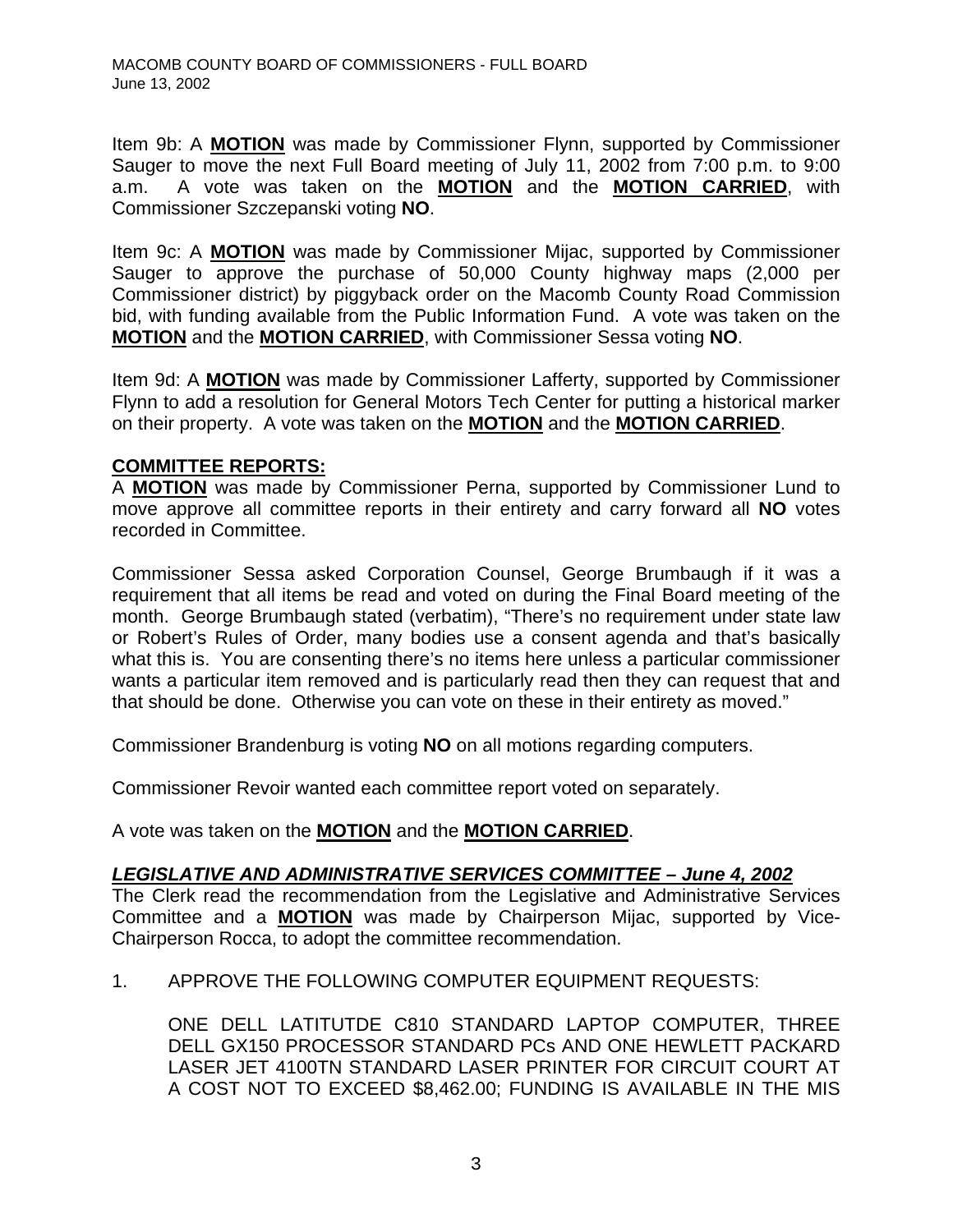Item 9b: A **MOTION** was made by Commissioner Flynn, supported by Commissioner Sauger to move the next Full Board meeting of July 11, 2002 from 7:00 p.m. to 9:00 a.m. A vote was taken on the **MOTION** and the **MOTION CARRIED**, with Commissioner Szczepanski voting **NO**.

Item 9c: A **MOTION** was made by Commissioner Mijac, supported by Commissioner Sauger to approve the purchase of 50,000 County highway maps (2,000 per Commissioner district) by piggyback order on the Macomb County Road Commission bid, with funding available from the Public Information Fund. A vote was taken on the **MOTION** and the **MOTION CARRIED**, with Commissioner Sessa voting **NO**.

Item 9d: A **MOTION** was made by Commissioner Lafferty, supported by Commissioner Flynn to add a resolution for General Motors Tech Center for putting a historical marker on their property. A vote was taken on the **MOTION** and the **MOTION CARRIED**.

## COMMITTEE REPORTS:

A **MOTION** was made by Commissioner Perna, supported by Commissioner Lund to move approve all committee reports in their entirety and carry forward all **NO** votes recorded in Committee.

Commissioner Sessa asked Corporation Counsel, George Brumbaugh if it was a requirement that all items be read and voted on during the Final Board meeting of the month. George Brumbaugh stated (verbatim), "There's no requirement under state law or Robert's Rules of Order, many bodies use a consent agenda and that's basically what this is. You are consenting there's no items here unless a particular commissioner wants a particular item removed and is particularly read then they can request that and that should be done. Otherwise you can vote on these in their entirety as moved."

Commissioner Brandenburg is voting **NO** on all motions regarding computers.

Commissioner Revoir wanted each committee report voted on separately.

A vote was taken on the **MOTION** and the **MOTION CARRIED**.

## *LEGISLATIVE AND ADMINISTRATIVE SERVICES COMMITTEE – June 4, 2002*

The Clerk read the recommendation from the Legislative and Administrative Services Committee and a **MOTION** was made by Chairperson Mijac, supported by Vice-Chairperson Rocca, to adopt the committee recommendation.

1. APPROVE THE FOLLOWING COMPUTER EQUIPMENT REQUESTS:

   ONE DELL LATITUTDE C810 STANDARD LAPTOP COMPUTER, THREE DELL GX150 PROCESSOR STANDARD PCs AND ONE HEWLETT PACKARD LASER JET 4100TN STANDARD LASER PRINTER FOR CIRCUIT COURT AT A COST NOT TO EXCEED $8,462.00; FUNDING IS AVAILABLE IN THE MIS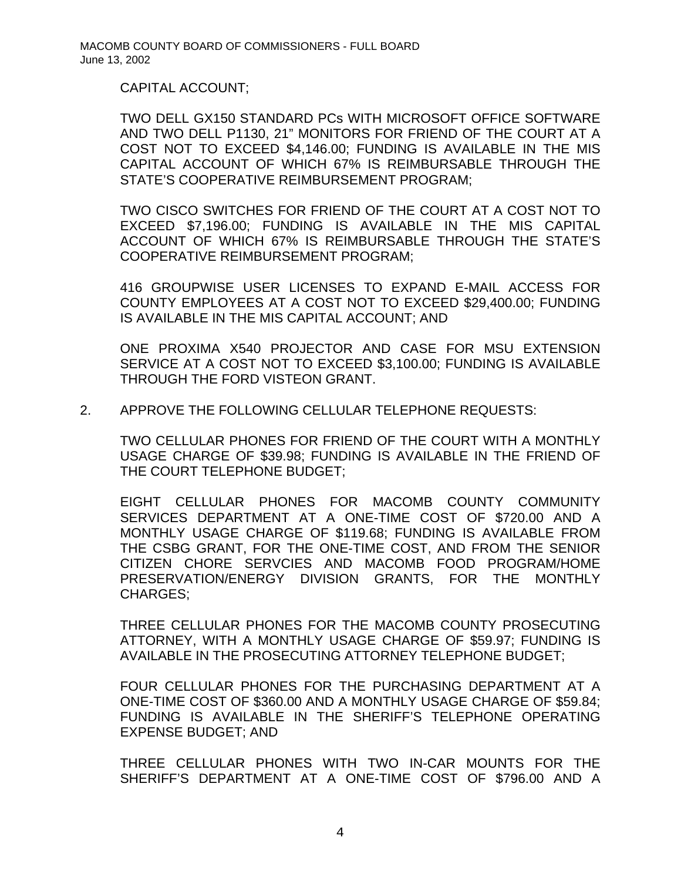CAPITAL ACCOUNT;

TWO DELL GX150 STANDARD PCs WITH MICROSOFT OFFICE SOFTWARE AND TWO DELL P1130, 21" MONITORS FOR FRIEND OF THE COURT AT A COST NOT TO EXCEED $4,146.00; FUNDING IS AVAILABLE IN THE MIS CAPITAL ACCOUNT OF WHICH 67% IS REIMBURSABLE THROUGH THE STATE'S COOPERATIVE REIMBURSEMENT PROGRAM;

TWO CISCO SWITCHES FOR FRIEND OF THE COURT AT A COST NOT TO EXCEED $7,196.00; FUNDING IS AVAILABLE IN THE MIS CAPITAL ACCOUNT OF WHICH 67% IS REIMBURSABLE THROUGH THE STATE'S COOPERATIVE REIMBURSEMENT PROGRAM;

416 GROUPWISE USER LICENSES TO EXPAND E-MAIL ACCESS FOR COUNTY EMPLOYEES AT A COST NOT TO EXCEED $29,400.00; FUNDING IS AVAILABLE IN THE MIS CAPITAL ACCOUNT; AND

ONE PROXIMA X540 PROJECTOR AND CASE FOR MSU EXTENSION SERVICE AT A COST NOT TO EXCEED $3,100.00; FUNDING IS AVAILABLE THROUGH THE FORD VISTEON GRANT.

2. APPROVE THE FOLLOWING CELLULAR TELEPHONE REQUESTS:

   TWO CELLULAR PHONES FOR FRIEND OF THE COURT WITH A MONTHLY USAGE CHARGE OF $39.98; FUNDING IS AVAILABLE IN THE FRIEND OF THE COURT TELEPHONE BUDGET;

   EIGHT CELLULAR PHONES FOR MACOMB COUNTY COMMUNITY SERVICES DEPARTMENT AT A ONE-TIME COST OF $720.00 AND A MONTHLY USAGE CHARGE OF $119.68; FUNDING IS AVAILABLE FROM THE CSBG GRANT, FOR THE ONE-TIME COST, AND FROM THE SENIOR CITIZEN CHORE SERVCIES AND MACOMB FOOD PROGRAM/HOME PRESERVATION/ENERGY DIVISION GRANTS, FOR THE MONTHLY CHARGES;

   THREE CELLULAR PHONES FOR THE MACOMB COUNTY PROSECUTING ATTORNEY, WITH A MONTHLY USAGE CHARGE OF $59.97; FUNDING IS AVAILABLE IN THE PROSECUTING ATTORNEY TELEPHONE BUDGET;

   FOUR CELLULAR PHONES FOR THE PURCHASING DEPARTMENT AT A ONE-TIME COST OF $360.00 AND A MONTHLY USAGE CHARGE OF $59.84; FUNDING IS AVAILABLE IN THE SHERIFF'S TELEPHONE OPERATING EXPENSE BUDGET; AND

   THREE CELLULAR PHONES WITH TWO IN-CAR MOUNTS FOR THE SHERIFF'S DEPARTMENT AT A ONE-TIME COST OF $796.00 AND A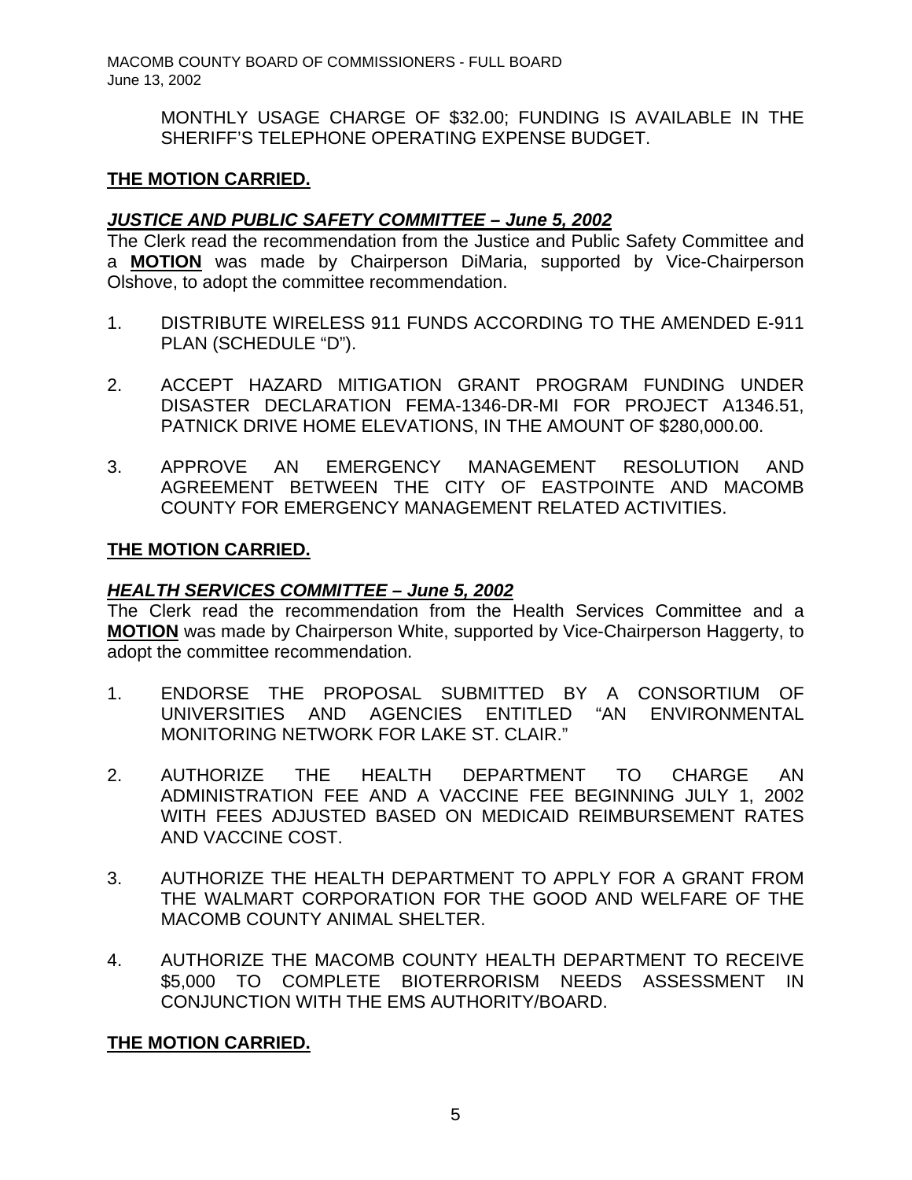MONTHLY USAGE CHARGE OF $32.00; FUNDING IS AVAILABLE IN THE SHERIFF'S TELEPHONE OPERATING EXPENSE BUDGET.

**THE MOTION CARRIED.**

***JUSTICE AND PUBLIC SAFETY COMMITTEE – June 5, 2002***

The Clerk read the recommendation from the Justice and Public Safety Committee and a **MOTION** was made by Chairperson DiMaria, supported by Vice-Chairperson Olshove, to adopt the committee recommendation.

1. DISTRIBUTE WIRELESS 911 FUNDS ACCORDING TO THE AMENDED E-911 PLAN (SCHEDULE "D").

2. ACCEPT HAZARD MITIGATION GRANT PROGRAM FUNDING UNDER DISASTER DECLARATION FEMA-1346-DR-MI FOR PROJECT A1346.51, PATNICK DRIVE HOME ELEVATIONS, IN THE AMOUNT OF $280,000.00.

3. APPROVE AN EMERGENCY MANAGEMENT RESOLUTION AND AGREEMENT BETWEEN THE CITY OF EASTPOINTE AND MACOMB COUNTY FOR EMERGENCY MANAGEMENT RELATED ACTIVITIES.

**THE MOTION CARRIED.**

***HEALTH SERVICES COMMITTEE – June 5, 2002***

The Clerk read the recommendation from the Health Services Committee and a **MOTION** was made by Chairperson White, supported by Vice-Chairperson Haggerty, to adopt the committee recommendation.

1. ENDORSE THE PROPOSAL SUBMITTED BY A CONSORTIUM OF UNIVERSITIES AND AGENCIES ENTITLED "AN ENVIRONMENTAL MONITORING NETWORK FOR LAKE ST. CLAIR."

2. AUTHORIZE THE HEALTH DEPARTMENT TO CHARGE AN ADMINISTRATION FEE AND A VACCINE FEE BEGINNING JULY 1, 2002 WITH FEES ADJUSTED BASED ON MEDICAID REIMBURSEMENT RATES AND VACCINE COST.

3. AUTHORIZE THE HEALTH DEPARTMENT TO APPLY FOR A GRANT FROM THE WALMART CORPORATION FOR THE GOOD AND WELFARE OF THE MACOMB COUNTY ANIMAL SHELTER.

4. AUTHORIZE THE MACOMB COUNTY HEALTH DEPARTMENT TO RECEIVE $5,000 TO COMPLETE BIOTERRORISM NEEDS ASSESSMENT IN CONJUNCTION WITH THE EMS AUTHORITY/BOARD.

**THE MOTION CARRIED.**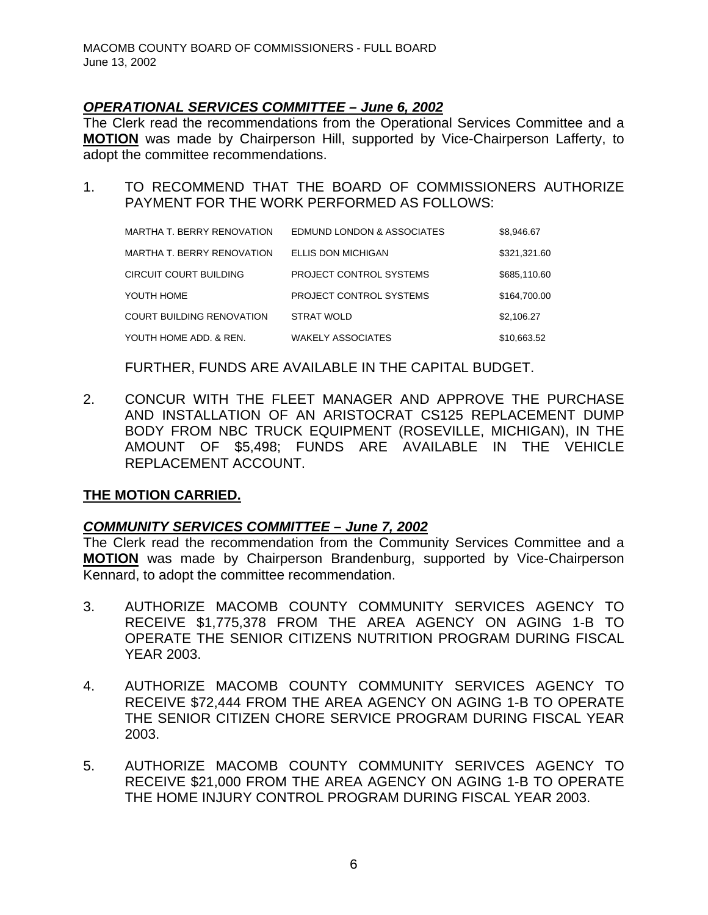### ***OPERATIONAL SERVICES COMMITTEE – June 6, 2002***

The Clerk read the recommendations from the Operational Services Committee and a **MOTION** was made by Chairperson Hill, supported by Vice-Chairperson Lafferty, to adopt the committee recommendations.

1. TO RECOMMEND THAT THE BOARD OF COMMISSIONERS AUTHORIZE PAYMENT FOR THE WORK PERFORMED AS FOLLOWS:

| | | |
|---|---|---|
| MARTHA T. BERRY RENOVATION | EDMUND LONDON & ASSOCIATES | $8,946.67 |
| MARTHA T. BERRY RENOVATION | ELLIS DON MICHIGAN | $321,321.60 |
| CIRCUIT COURT BUILDING | PROJECT CONTROL SYSTEMS | $685,110.60 |
| YOUTH HOME | PROJECT CONTROL SYSTEMS | $164,700.00 |
| COURT BUILDING RENOVATION | STRAT WOLD | $2,106.27 |
| YOUTH HOME ADD. & REN. | WAKELY ASSOCIATES | $10,663.52 |

FURTHER, FUNDS ARE AVAILABLE IN THE CAPITAL BUDGET.

2. CONCUR WITH THE FLEET MANAGER AND APPROVE THE PURCHASE AND INSTALLATION OF AN ARISTOCRAT CS125 REPLACEMENT DUMP BODY FROM NBC TRUCK EQUIPMENT (ROSEVILLE, MICHIGAN), IN THE AMOUNT OF $5,498; FUNDS ARE AVAILABLE IN THE VEHICLE REPLACEMENT ACCOUNT.

**THE MOTION CARRIED.**

### ***COMMUNITY SERVICES COMMITTEE – June 7, 2002***

The Clerk read the recommendation from the Community Services Committee and a **MOTION** was made by Chairperson Brandenburg, supported by Vice-Chairperson Kennard, to adopt the committee recommendation.

3. AUTHORIZE MACOMB COUNTY COMMUNITY SERVICES AGENCY TO RECEIVE $1,775,378 FROM THE AREA AGENCY ON AGING 1-B TO OPERATE THE SENIOR CITIZENS NUTRITION PROGRAM DURING FISCAL YEAR 2003.

4. AUTHORIZE MACOMB COUNTY COMMUNITY SERVICES AGENCY TO RECEIVE $72,444 FROM THE AREA AGENCY ON AGING 1-B TO OPERATE THE SENIOR CITIZEN CHORE SERVICE PROGRAM DURING FISCAL YEAR 2003.

5. AUTHORIZE MACOMB COUNTY COMMUNITY SERIVCES AGENCY TO RECEIVE $21,000 FROM THE AREA AGENCY ON AGING 1-B TO OPERATE THE HOME INJURY CONTROL PROGRAM DURING FISCAL YEAR 2003.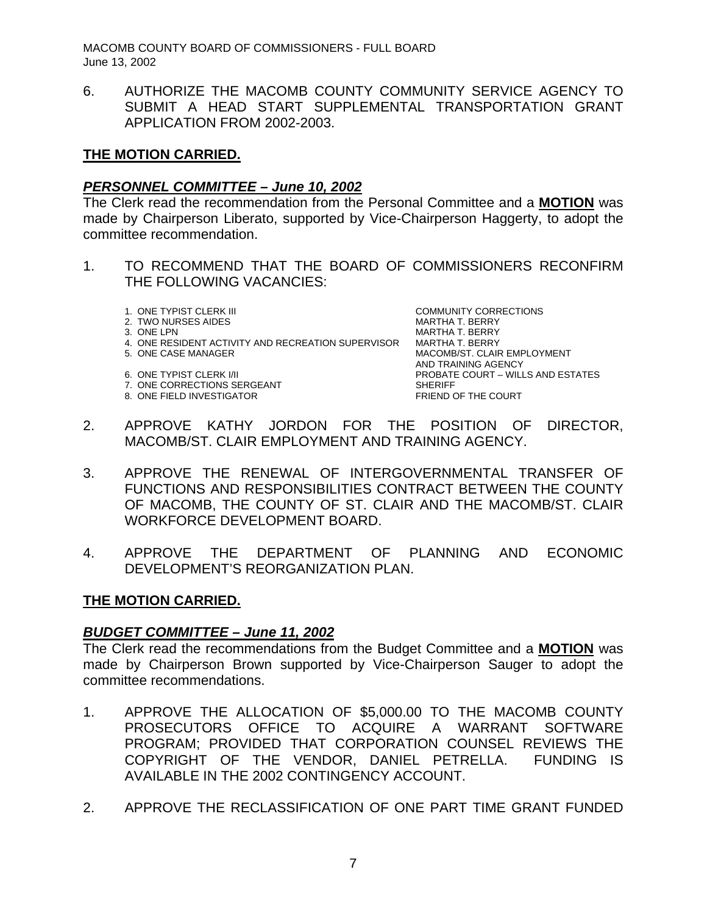6. AUTHORIZE THE MACOMB COUNTY COMMUNITY SERVICE AGENCY TO SUBMIT A HEAD START SUPPLEMENTAL TRANSPORTATION GRANT APPLICATION FROM 2002-2003.

**THE MOTION CARRIED.**

***PERSONNEL COMMITTEE – June 10, 2002***

The Clerk read the recommendation from the Personal Committee and a **MOTION** was made by Chairperson Liberato, supported by Vice-Chairperson Haggerty, to adopt the committee recommendation.

1. TO RECOMMEND THAT THE BOARD OF COMMISSIONERS RECONFIRM THE FOLLOWING VACANCIES:

| | |
|---|---|
| 1. ONE TYPIST CLERK III | COMMUNITY CORRECTIONS |
| 2. TWO NURSES AIDES | MARTHA T. BERRY |
| 3. ONE LPN | MARTHA T. BERRY |
| 4. ONE RESIDENT ACTIVITY AND RECREATION SUPERVISOR | MARTHA T. BERRY |
| 5. ONE CASE MANAGER | MACOMB/ST. CLAIR EMPLOYMENT AND TRAINING AGENCY |
| 6. ONE TYPIST CLERK I/II | PROBATE COURT – WILLS AND ESTATES |
| 7. ONE CORRECTIONS SERGEANT | SHERIFF |
| 8. ONE FIELD INVESTIGATOR | FRIEND OF THE COURT |

2. APPROVE KATHY JORDON FOR THE POSITION OF DIRECTOR, MACOMB/ST. CLAIR EMPLOYMENT AND TRAINING AGENCY.

3. APPROVE THE RENEWAL OF INTERGOVERNMENTAL TRANSFER OF FUNCTIONS AND RESPONSIBILITIES CONTRACT BETWEEN THE COUNTY OF MACOMB, THE COUNTY OF ST. CLAIR AND THE MACOMB/ST. CLAIR WORKFORCE DEVELOPMENT BOARD.

4. APPROVE THE DEPARTMENT OF PLANNING AND ECONOMIC DEVELOPMENT'S REORGANIZATION PLAN.

**THE MOTION CARRIED.**

***BUDGET COMMITTEE – June 11, 2002***

The Clerk read the recommendations from the Budget Committee and a **MOTION** was made by Chairperson Brown supported by Vice-Chairperson Sauger to adopt the committee recommendations.

1. APPROVE THE ALLOCATION OF $5,000.00 TO THE MACOMB COUNTY PROSECUTORS OFFICE TO ACQUIRE A WARRANT SOFTWARE PROGRAM; PROVIDED THAT CORPORATION COUNSEL REVIEWS THE COPYRIGHT OF THE VENDOR, DANIEL PETRELLA. FUNDING IS AVAILABLE IN THE 2002 CONTINGENCY ACCOUNT.

2. APPROVE THE RECLASSIFICATION OF ONE PART TIME GRANT FUNDED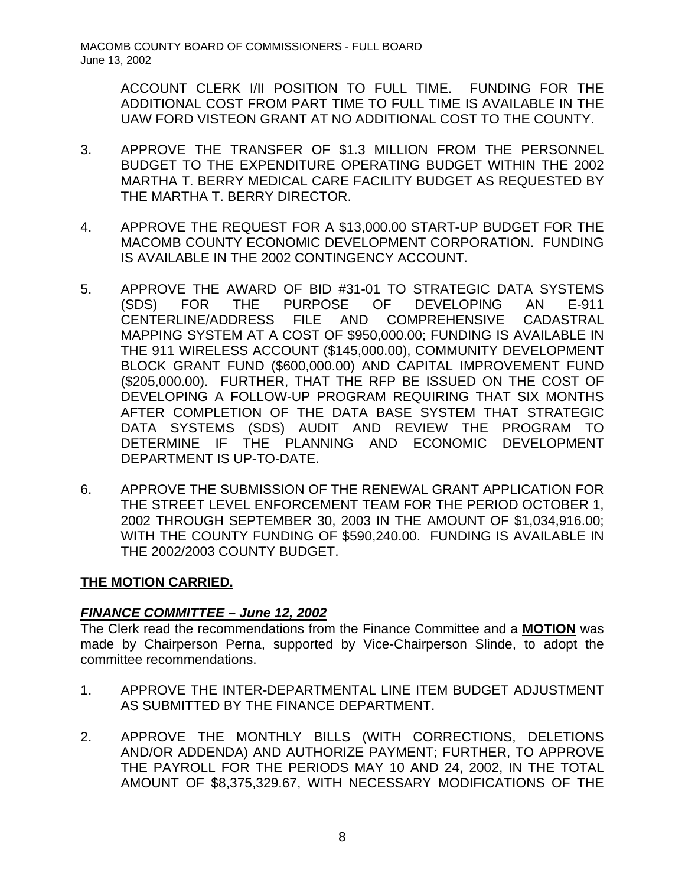ACCOUNT CLERK I/II POSITION TO FULL TIME. FUNDING FOR THE ADDITIONAL COST FROM PART TIME TO FULL TIME IS AVAILABLE IN THE UAW FORD VISTEON GRANT AT NO ADDITIONAL COST TO THE COUNTY.

3. APPROVE THE TRANSFER OF $1.3 MILLION FROM THE PERSONNEL BUDGET TO THE EXPENDITURE OPERATING BUDGET WITHIN THE 2002 MARTHA T. BERRY MEDICAL CARE FACILITY BUDGET AS REQUESTED BY THE MARTHA T. BERRY DIRECTOR.

4. APPROVE THE REQUEST FOR A $13,000.00 START-UP BUDGET FOR THE MACOMB COUNTY ECONOMIC DEVELOPMENT CORPORATION. FUNDING IS AVAILABLE IN THE 2002 CONTINGENCY ACCOUNT.

5. APPROVE THE AWARD OF BID #31-01 TO STRATEGIC DATA SYSTEMS (SDS) FOR THE PURPOSE OF DEVELOPING AN E-911 CENTERLINE/ADDRESS FILE AND COMPREHENSIVE CADASTRAL MAPPING SYSTEM AT A COST OF $950,000.00; FUNDING IS AVAILABLE IN THE 911 WIRELESS ACCOUNT ($145,000.00), COMMUNITY DEVELOPMENT BLOCK GRANT FUND ($600,000.00) AND CAPITAL IMPROVEMENT FUND ($205,000.00). FURTHER, THAT THE RFP BE ISSUED ON THE COST OF DEVELOPING A FOLLOW-UP PROGRAM REQUIRING THAT SIX MONTHS AFTER COMPLETION OF THE DATA BASE SYSTEM THAT STRATEGIC DATA SYSTEMS (SDS) AUDIT AND REVIEW THE PROGRAM TO DETERMINE IF THE PLANNING AND ECONOMIC DEVELOPMENT DEPARTMENT IS UP-TO-DATE.

6. APPROVE THE SUBMISSION OF THE RENEWAL GRANT APPLICATION FOR THE STREET LEVEL ENFORCEMENT TEAM FOR THE PERIOD OCTOBER 1, 2002 THROUGH SEPTEMBER 30, 2003 IN THE AMOUNT OF $1,034,916.00; WITH THE COUNTY FUNDING OF $590,240.00. FUNDING IS AVAILABLE IN THE 2002/2003 COUNTY BUDGET.

**THE MOTION CARRIED.**

***FINANCE COMMITTEE – June 12, 2002***

The Clerk read the recommendations from the Finance Committee and a **MOTION** was made by Chairperson Perna, supported by Vice-Chairperson Slinde, to adopt the committee recommendations.

1. APPROVE THE INTER-DEPARTMENTAL LINE ITEM BUDGET ADJUSTMENT AS SUBMITTED BY THE FINANCE DEPARTMENT.

2. APPROVE THE MONTHLY BILLS (WITH CORRECTIONS, DELETIONS AND/OR ADDENDA) AND AUTHORIZE PAYMENT; FURTHER, TO APPROVE THE PAYROLL FOR THE PERIODS MAY 10 AND 24, 2002, IN THE TOTAL AMOUNT OF $8,375,329.67, WITH NECESSARY MODIFICATIONS OF THE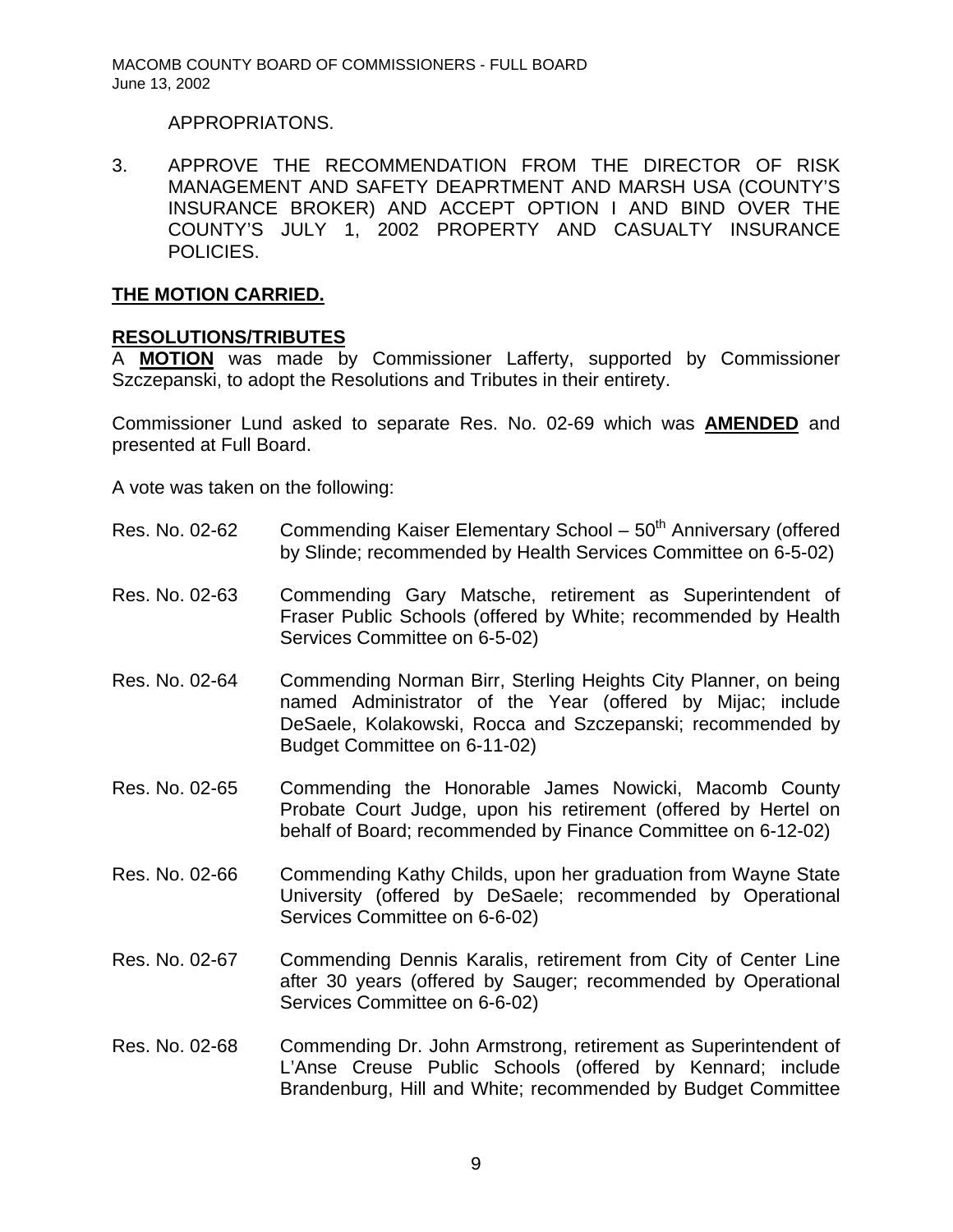APPROPRIATONS.

3. APPROVE THE RECOMMENDATION FROM THE DIRECTOR OF RISK MANAGEMENT AND SAFETY DEAPRTMENT AND MARSH USA (COUNTY'S INSURANCE BROKER) AND ACCEPT OPTION I AND BIND OVER THE COUNTY'S JULY 1, 2002 PROPERTY AND CASUALTY INSURANCE POLICIES.

**THE MOTION CARRIED.**

**RESOLUTIONS/TRIBUTES**

A **MOTION** was made by Commissioner Lafferty, supported by Commissioner Szczepanski, to adopt the Resolutions and Tributes in their entirety.

Commissioner Lund asked to separate Res. No. 02-69 which was **AMENDED** and presented at Full Board.

A vote was taken on the following:

Res. No. 02-62 Commending Kaiser Elementary School – 50th Anniversary (offered by Slinde; recommended by Health Services Committee on 6-5-02)

Res. No. 02-63 Commending Gary Matsche, retirement as Superintendent of Fraser Public Schools (offered by White; recommended by Health Services Committee on 6-5-02)

Res. No. 02-64 Commending Norman Birr, Sterling Heights City Planner, on being named Administrator of the Year (offered by Mijac; include DeSaele, Kolakowski, Rocca and Szczepanski; recommended by Budget Committee on 6-11-02)

Res. No. 02-65 Commending the Honorable James Nowicki, Macomb County Probate Court Judge, upon his retirement (offered by Hertel on behalf of Board; recommended by Finance Committee on 6-12-02)

Res. No. 02-66 Commending Kathy Childs, upon her graduation from Wayne State University (offered by DeSaele; recommended by Operational Services Committee on 6-6-02)

Res. No. 02-67 Commending Dennis Karalis, retirement from City of Center Line after 30 years (offered by Sauger; recommended by Operational Services Committee on 6-6-02)

Res. No. 02-68 Commending Dr. John Armstrong, retirement as Superintendent of L'Anse Creuse Public Schools (offered by Kennard; include Brandenburg, Hill and White; recommended by Budget Committee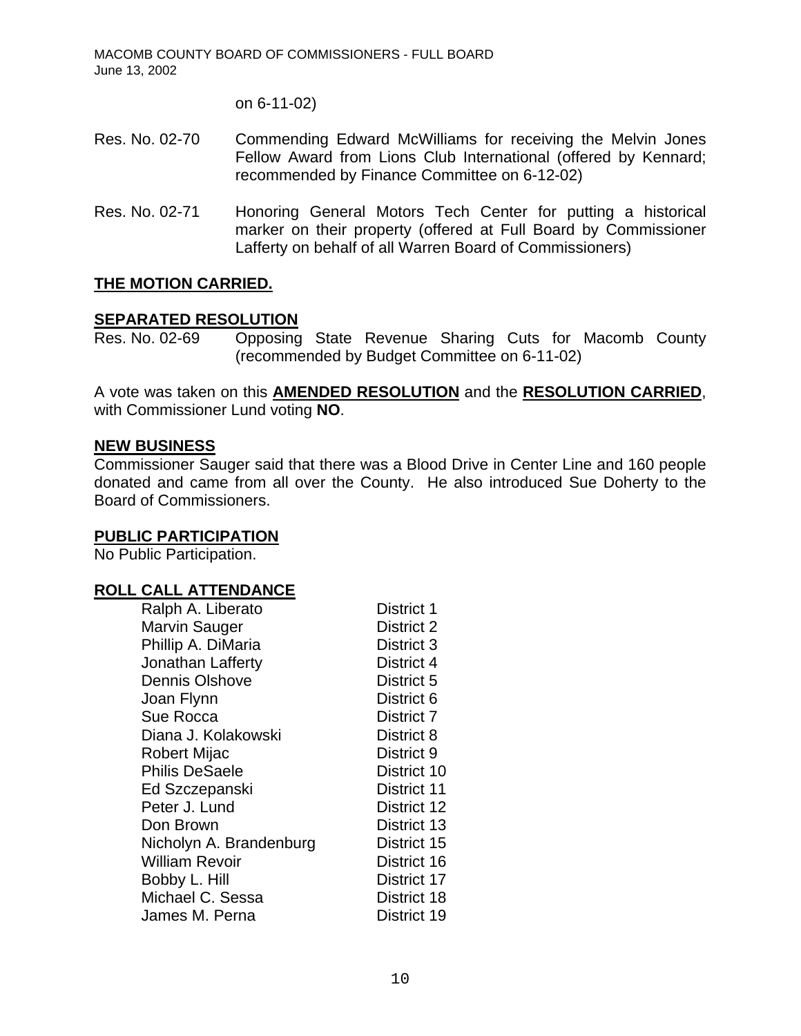on 6-11-02)

Res. No. 02-70 Commending Edward McWilliams for receiving the Melvin Jones Fellow Award from Lions Club International (offered by Kennard; recommended by Finance Committee on 6-12-02)

Res. No. 02-71 Honoring General Motors Tech Center for putting a historical marker on their property (offered at Full Board by Commissioner Lafferty on behalf of all Warren Board of Commissioners)

**THE MOTION CARRIED.**

**SEPARATED RESOLUTION**

Res. No. 02-69 Opposing State Revenue Sharing Cuts for Macomb County (recommended by Budget Committee on 6-11-02)

A vote was taken on this **AMENDED RESOLUTION** and the **RESOLUTION CARRIED**, with Commissioner Lund voting **NO**.

**NEW BUSINESS**

Commissioner Sauger said that there was a Blood Drive in Center Line and 160 people donated and came from all over the County. He also introduced Sue Doherty to the Board of Commissioners.

**PUBLIC PARTICIPATION**

No Public Participation.

**ROLL CALL ATTENDANCE**

| | |
|---|---|
| Ralph A. Liberato | District 1 |
| Marvin Sauger | District 2 |
| Phillip A. DiMaria | District 3 |
| Jonathan Lafferty | District 4 |
| Dennis Olshove | District 5 |
| Joan Flynn | District 6 |
| Sue Rocca | District 7 |
| Diana J. Kolakowski | District 8 |
| Robert Mijac | District 9 |
| Philis DeSaele | District 10 |
| Ed Szczepanski | District 11 |
| Peter J. Lund | District 12 |
| Don Brown | District 13 |
| Nicholyn A. Brandenburg | District 15 |
| William Revoir | District 16 |
| Bobby L. Hill | District 17 |
| Michael C. Sessa | District 18 |
| James M. Perna | District 19 |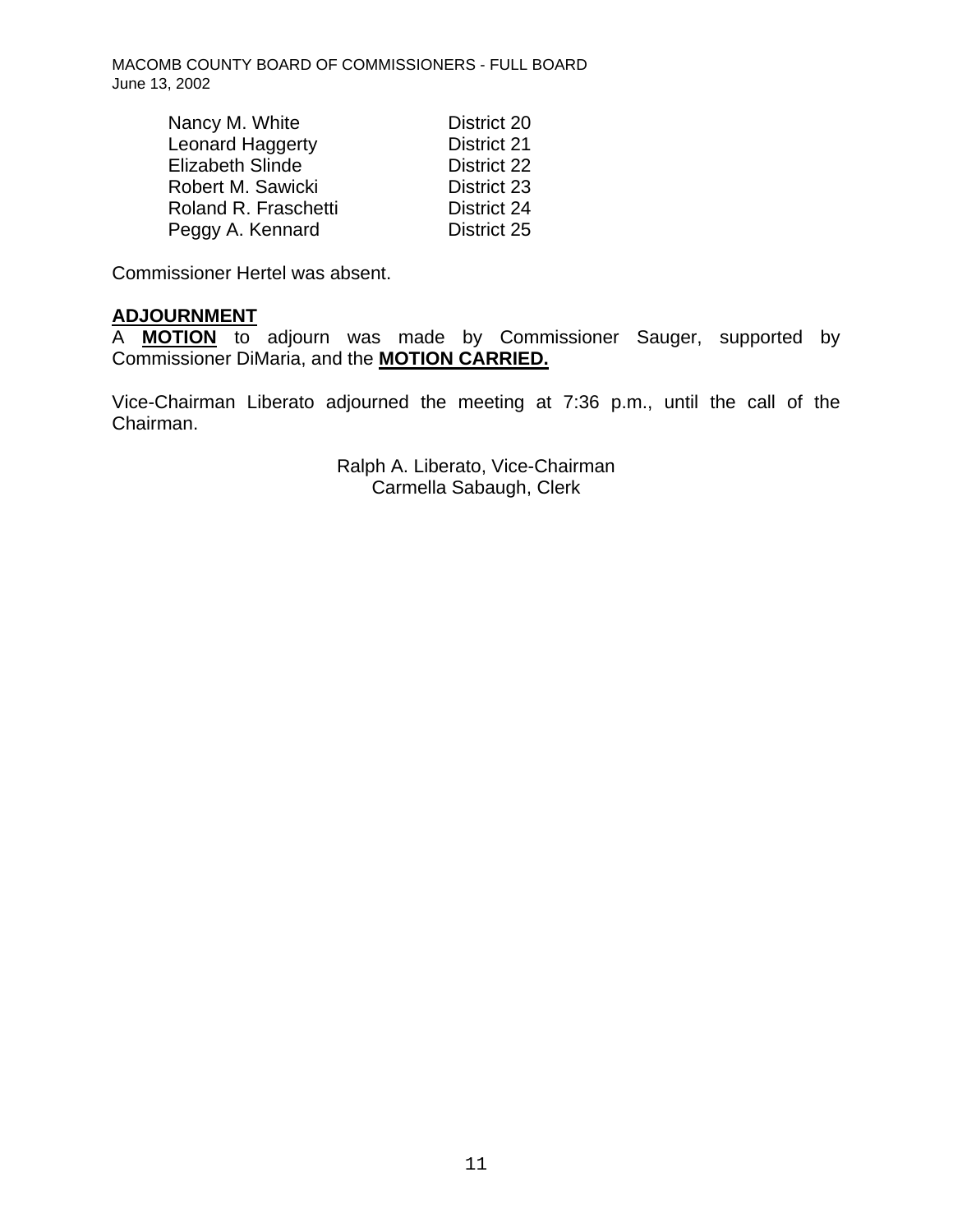| | |
|---|---|
| Nancy M. White | District 20 |
| Leonard Haggerty | District 21 |
| Elizabeth Slinde | District 22 |
| Robert M. Sawicki | District 23 |
| Roland R. Fraschetti | District 24 |
| Peggy A. Kennard | District 25 |

Commissioner Hertel was absent.

**ADJOURNMENT**

A **MOTION** to adjourn was made by Commissioner Sauger, supported by Commissioner DiMaria, and the **MOTION CARRIED.**

Vice-Chairman Liberato adjourned the meeting at 7:36 p.m., until the call of the Chairman.

Ralph A. Liberato, Vice-Chairman
Carmella Sabaugh, Clerk